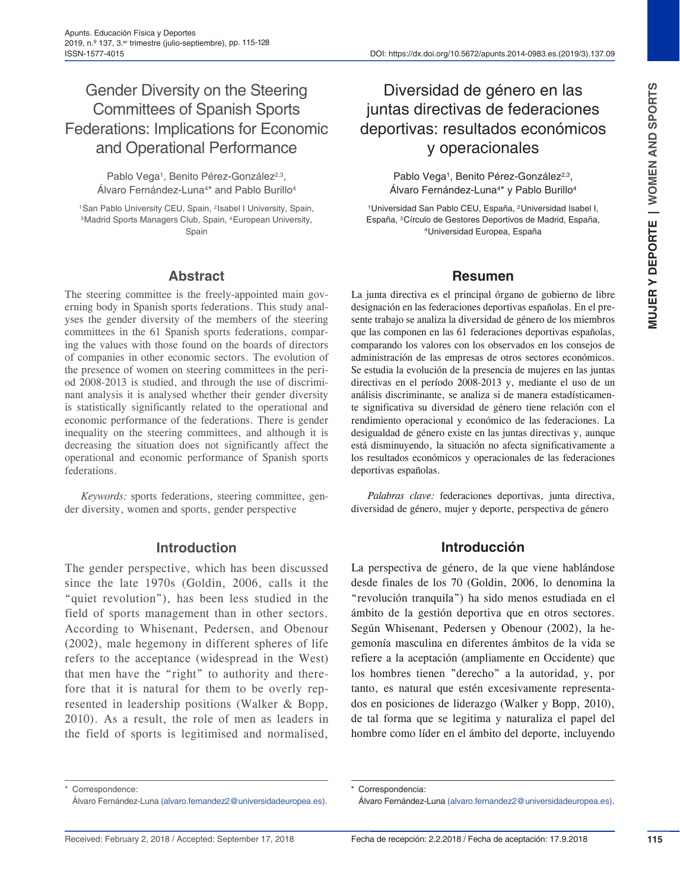# Gender Diversity on the Steering Committees of Spanish Sports Federations: Implications for Economic and Operational Performance

Pablo Vega[1], Benito Pérez-González[2,3], Álvaro Fernández-Luna[4]* and Pablo Burillo[4]

[1]San Pablo University CEU, Spain, [2]Isabel I University, Spain, [3]Madrid Sports Managers Club, Spain, [4]European University, Spain

## Abstract

The steering committee is the freely-appointed main governing body in Spanish sports federations. This study analyses the gender diversity of the members of the steering committees in the 61 Spanish sports federations, comparing the values with those found on the boards of directors of companies in other economic sectors. The evolution of the presence of women on steering committees in the period 2008-2013 is studied, and through the use of discriminant analysis it is analysed whether their gender diversity is statistically significantly related to the operational and economic performance of the federations. There is gender inequality on the steering committees, and although it is decreasing the situation does not significantly affect the operational and economic performance of Spanish sports federations.

*Keywords:* sports federations, steering committee, gender diversity, women and sports, gender perspective

## Introduction

The gender perspective, which has been discussed since the late 1970s (Goldin, 2006, calls it the "quiet revolution"), has been less studied in the field of sports management than in other sectors. According to Whisenant, Pedersen, and Obenour (2002), male hegemony in different spheres of life refers to the acceptance (widespread in the West) that men have the "right" to authority and therefore that it is natural for them to be overly represented in leadership positions (Walker & Bopp, 2010). As a result, the role of men as leaders in the field of sports is legitimised and normalised,

\* Correspondence:
Álvaro Fernández-Luna (alvaro.fernandez2@universidadeuropea.es).

Received: February 2, 2018 / Accepted: September 17, 2018

# Diversidad de género en las juntas directivas de federaciones deportivas: resultados económicos y operacionales

Pablo Vega[1], Benito Pérez-González[2,3], Álvaro Fernández-Luna[4]* y Pablo Burillo[4]

[1]Universidad San Pablo CEU, España, [2]Universidad Isabel I, España, [3]Círculo de Gestores Deportivos de Madrid, España, [4]Universidad Europea, España

## Resumen

La junta directiva es el principal órgano de gobierno de libre designación en las federaciones deportivas españolas. En el presente trabajo se analiza la diversidad de género de los miembros que las componen en las 61 federaciones deportivas españolas, comparando los valores con los observados en los consejos de administración de las empresas de otros sectores económicos. Se estudia la evolución de la presencia de mujeres en las juntas directivas en el período 2008-2013 y, mediante el uso de un análisis discriminante, se analiza si de manera estadísticamente significativa su diversidad de género tiene relación con el rendimiento operacional y económico de las federaciones. La desigualdad de género existe en las juntas directivas y, aunque está disminuyendo, la situación no afecta significativamente a los resultados económicos y operacionales de las federaciones deportivas españolas.

*Palabras clave:* federaciones deportivas, junta directiva, diversidad de género, mujer y deporte, perspectiva de género

## Introducción

La perspectiva de género, de la que viene hablándose desde finales de los 70 (Goldin, 2006, lo denomina la "revolución tranquila") ha sido menos estudiada en el ámbito de la gestión deportiva que en otros sectores. Según Whisenant, Pedersen y Obenour (2002), la hegemonía masculina en diferentes ámbitos de la vida se refiere a la aceptación (ampliamente en Occidente) que los hombres tienen "derecho" a la autoridad, y, por tanto, es natural que estén excesivamente representados en posiciones de liderazgo (Walker y Bopp, 2010), de tal forma que se legitima y naturaliza el papel del hombre como líder en el ámbito del deporte, incluyendo

\* Correspondencia:
Álvaro Fernández-Luna (alvaro.fernandez2@universidadeuropea.es).

Fecha de recepción: 2.2.2018 / Fecha de aceptación: 17.9.2018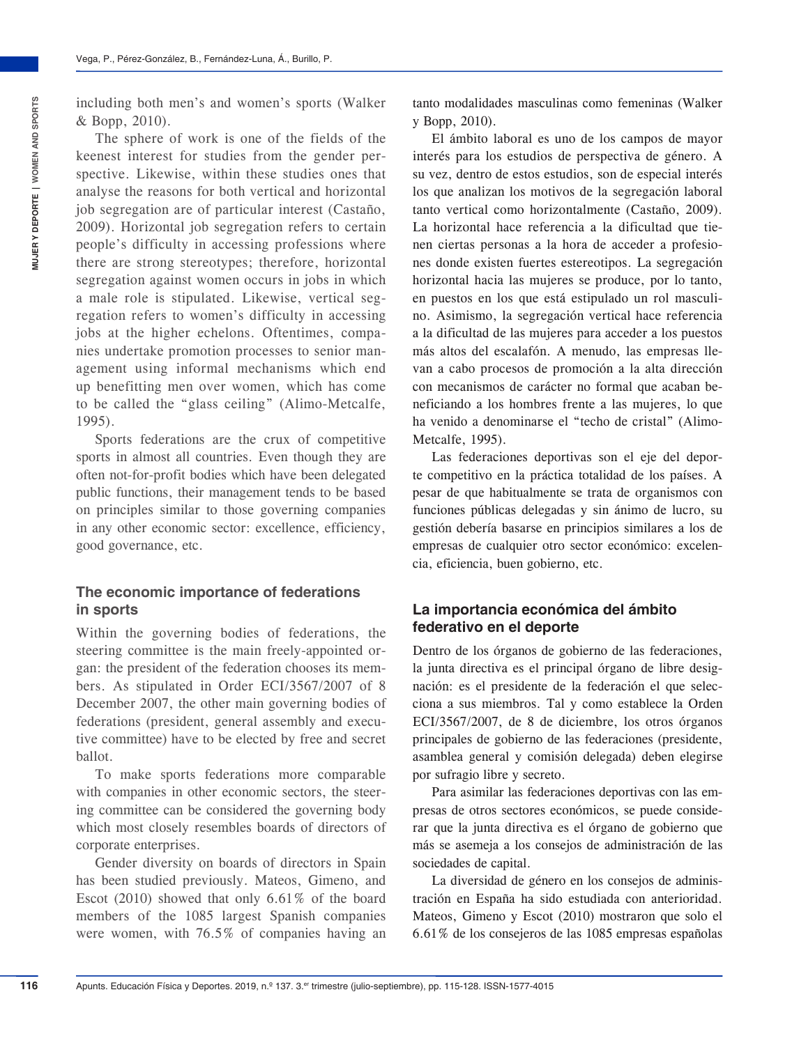including both men's and women's sports (Walker & Bopp, 2010).

The sphere of work is one of the fields of the keenest interest for studies from the gender perspective. Likewise, within these studies ones that analyse the reasons for both vertical and horizontal job segregation are of particular interest (Castaño, 2009). Horizontal job segregation refers to certain people's difficulty in accessing professions where there are strong stereotypes; therefore, horizontal segregation against women occurs in jobs in which a male role is stipulated. Likewise, vertical segregation refers to women's difficulty in accessing jobs at the higher echelons. Oftentimes, companies undertake promotion processes to senior management using informal mechanisms which end up benefitting men over women, which has come to be called the "glass ceiling" (Alimo-Metcalfe, 1995).

Sports federations are the crux of competitive sports in almost all countries. Even though they are often not-for-profit bodies which have been delegated public functions, their management tends to be based on principles similar to those governing companies in any other economic sector: excellence, efficiency, good governance, etc.

## The economic importance of federations in sports

Within the governing bodies of federations, the steering committee is the main freely-appointed organ: the president of the federation chooses its members. As stipulated in Order ECI/3567/2007 of 8 December 2007, the other main governing bodies of federations (president, general assembly and executive committee) have to be elected by free and secret ballot.

To make sports federations more comparable with companies in other economic sectors, the steering committee can be considered the governing body which most closely resembles boards of directors of corporate enterprises.

Gender diversity on boards of directors in Spain has been studied previously. Mateos, Gimeno, and Escot (2010) showed that only 6.61% of the board members of the 1085 largest Spanish companies were women, with 76.5% of companies having an

tanto modalidades masculinas como femeninas (Walker y Bopp, 2010).

El ámbito laboral es uno de los campos de mayor interés para los estudios de perspectiva de género. A su vez, dentro de estos estudios, son de especial interés los que analizan los motivos de la segregación laboral tanto vertical como horizontalmente (Castaño, 2009). La horizontal hace referencia a la dificultad que tienen ciertas personas a la hora de acceder a profesiones donde existen fuertes estereotipos. La segregación horizontal hacia las mujeres se produce, por lo tanto, en puestos en los que está estipulado un rol masculino. Asimismo, la segregación vertical hace referencia a la dificultad de las mujeres para acceder a los puestos más altos del escalafón. A menudo, las empresas llevan a cabo procesos de promoción a la alta dirección con mecanismos de carácter no formal que acaban beneficiando a los hombres frente a las mujeres, lo que ha venido a denominarse el "techo de cristal" (Alimo-Metcalfe, 1995).

Las federaciones deportivas son el eje del deporte competitivo en la práctica totalidad de los países. A pesar de que habitualmente se trata de organismos con funciones públicas delegadas y sin ánimo de lucro, su gestión debería basarse en principios similares a los de empresas de cualquier otro sector económico: excelencia, eficiencia, buen gobierno, etc.

## La importancia económica del ámbito federativo en el deporte

Dentro de los órganos de gobierno de las federaciones, la junta directiva es el principal órgano de libre designación: es el presidente de la federación el que selecciona a sus miembros. Tal y como establece la Orden ECI/3567/2007, de 8 de diciembre, los otros órganos principales de gobierno de las federaciones (presidente, asamblea general y comisión delegada) deben elegirse por sufragio libre y secreto.

Para asimilar las federaciones deportivas con las empresas de otros sectores económicos, se puede considerar que la junta directiva es el órgano de gobierno que más se asemeja a los consejos de administración de las sociedades de capital.

La diversidad de género en los consejos de administración en España ha sido estudiada con anterioridad. Mateos, Gimeno y Escot (2010) mostraron que solo el 6.61% de los consejeros de las 1085 empresas españolas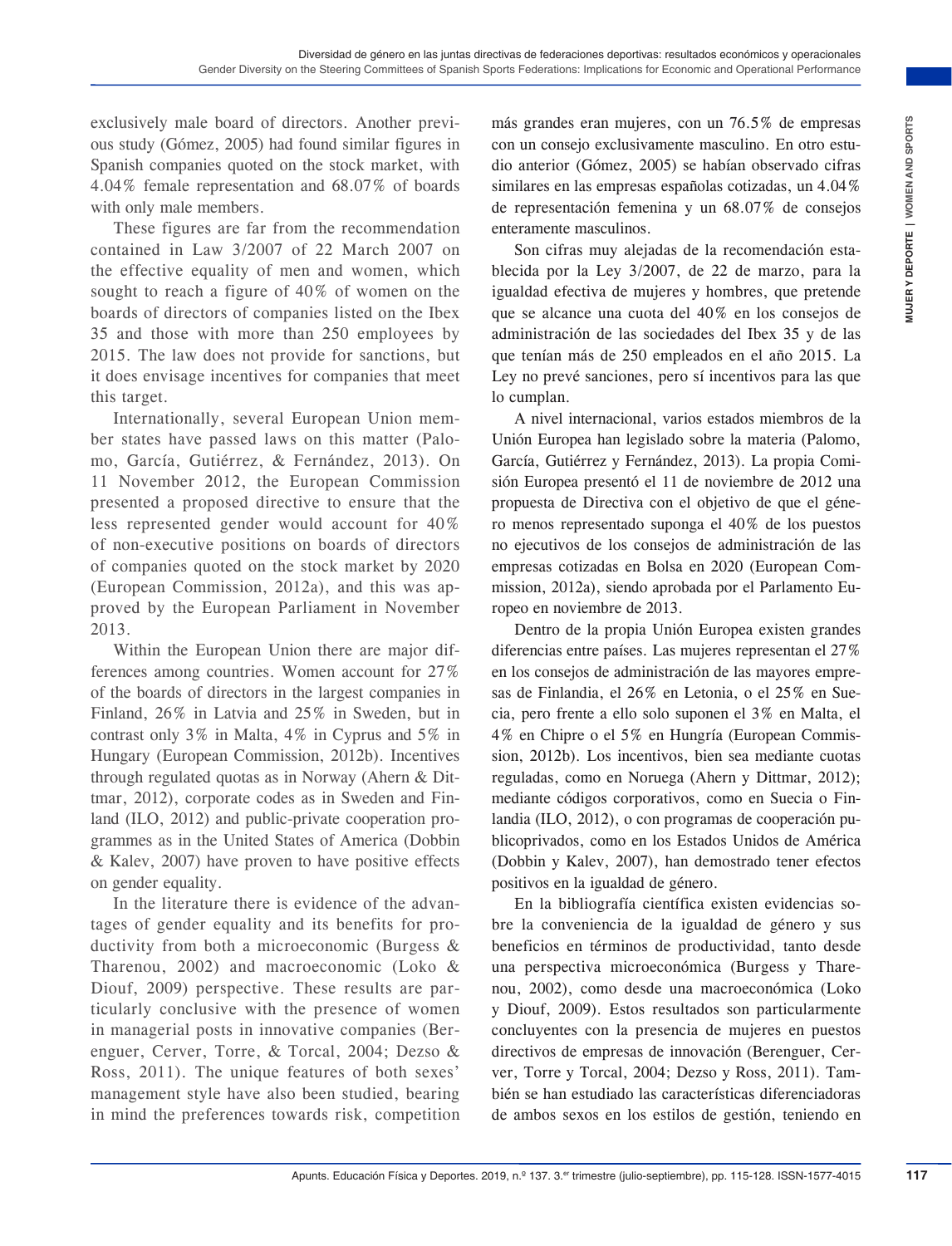exclusively male board of directors. Another previous study (Gómez, 2005) had found similar figures in Spanish companies quoted on the stock market, with 4.04% female representation and 68.07% of boards with only male members.

These figures are far from the recommendation contained in Law 3/2007 of 22 March 2007 on the effective equality of men and women, which sought to reach a figure of 40% of women on the boards of directors of companies listed on the Ibex 35 and those with more than 250 employees by 2015. The law does not provide for sanctions, but it does envisage incentives for companies that meet this target.

Internationally, several European Union member states have passed laws on this matter (Palomo, García, Gutiérrez, & Fernández, 2013). On 11 November 2012, the European Commission presented a proposed directive to ensure that the less represented gender would account for 40% of non-executive positions on boards of directors of companies quoted on the stock market by 2020 (European Commission, 2012a), and this was approved by the European Parliament in November 2013.

Within the European Union there are major differences among countries. Women account for 27% of the boards of directors in the largest companies in Finland, 26% in Latvia and 25% in Sweden, but in contrast only 3% in Malta, 4% in Cyprus and 5% in Hungary (European Commission, 2012b). Incentives through regulated quotas as in Norway (Ahern & Dittmar, 2012), corporate codes as in Sweden and Finland (ILO, 2012) and public-private cooperation programmes as in the United States of America (Dobbin & Kalev, 2007) have proven to have positive effects on gender equality.

In the literature there is evidence of the advantages of gender equality and its benefits for productivity from both a microeconomic (Burgess & Tharenou, 2002) and macroeconomic (Loko & Diouf, 2009) perspective. These results are particularly conclusive with the presence of women in managerial posts in innovative companies (Berenguer, Cerver, Torre, & Torcal, 2004; Dezso & Ross, 2011). The unique features of both sexes' management style have also been studied, bearing in mind the preferences towards risk, competition

más grandes eran mujeres, con un 76.5% de empresas con un consejo exclusivamente masculino. En otro estudio anterior (Gómez, 2005) se habían observado cifras similares en las empresas españolas cotizadas, un 4.04% de representación femenina y un 68.07% de consejos enteramente masculinos.

Son cifras muy alejadas de la recomendación establecida por la Ley 3/2007, de 22 de marzo, para la igualdad efectiva de mujeres y hombres, que pretende que se alcance una cuota del 40% en los consejos de administración de las sociedades del Ibex 35 y de las que tenían más de 250 empleados en el año 2015. La Ley no prevé sanciones, pero sí incentivos para las que lo cumplan.

A nivel internacional, varios estados miembros de la Unión Europea han legislado sobre la materia (Palomo, García, Gutiérrez y Fernández, 2013). La propia Comisión Europea presentó el 11 de noviembre de 2012 una propuesta de Directiva con el objetivo de que el género menos representado suponga el 40% de los puestos no ejecutivos de los consejos de administración de las empresas cotizadas en Bolsa en 2020 (European Commission, 2012a), siendo aprobada por el Parlamento Europeo en noviembre de 2013.

Dentro de la propia Unión Europea existen grandes diferencias entre países. Las mujeres representan el 27% en los consejos de administración de las mayores empresas de Finlandia, el 26% en Letonia, o el 25% en Suecia, pero frente a ello solo suponen el 3% en Malta, el 4% en Chipre o el 5% en Hungría (European Commission, 2012b). Los incentivos, bien sea mediante cuotas reguladas, como en Noruega (Ahern y Dittmar, 2012); mediante códigos corporativos, como en Suecia o Finlandia (ILO, 2012), o con programas de cooperación publicoprivados, como en los Estados Unidos de América (Dobbin y Kalev, 2007), han demostrado tener efectos positivos en la igualdad de género.

En la bibliografía científica existen evidencias sobre la conveniencia de la igualdad de género y sus beneficios en términos de productividad, tanto desde una perspectiva microeconómica (Burgess y Tharenou, 2002), como desde una macroeconómica (Loko y Diouf, 2009). Estos resultados son particularmente concluyentes con la presencia de mujeres en puestos directivos de empresas de innovación (Berenguer, Cerver, Torre y Torcal, 2004; Dezso y Ross, 2011). También se han estudiado las características diferenciadoras de ambos sexos en los estilos de gestión, teniendo en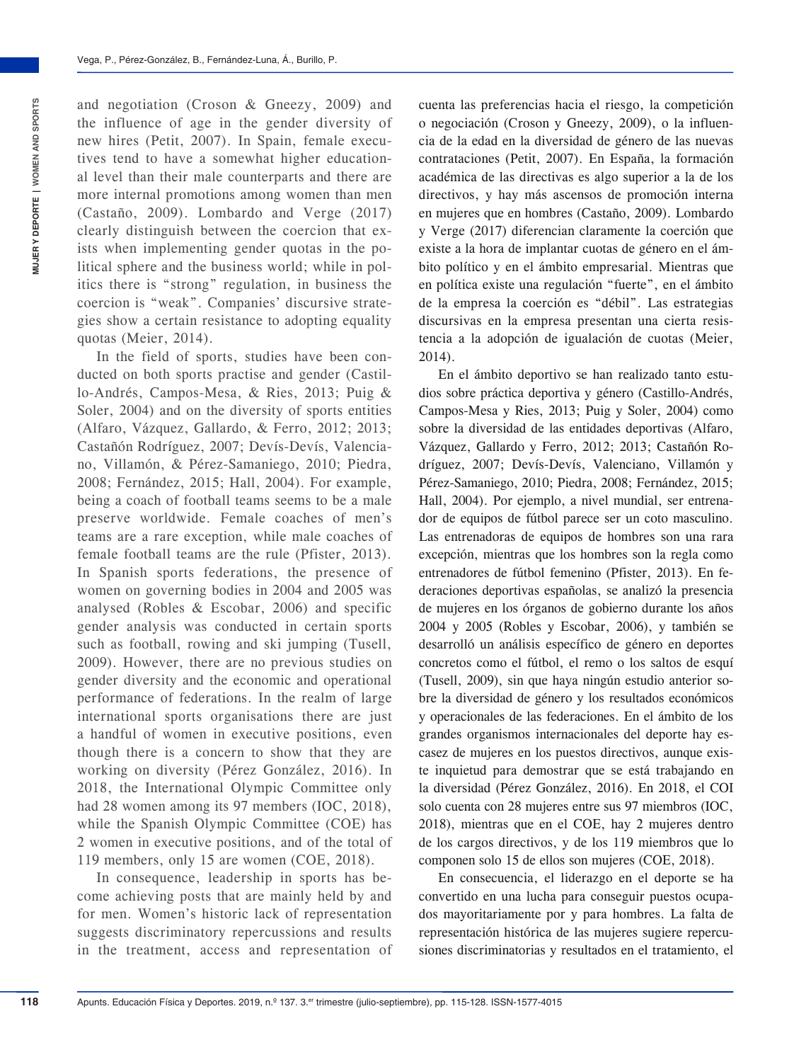and negotiation (Croson & Gneezy, 2009) and the influence of age in the gender diversity of new hires (Petit, 2007). In Spain, female executives tend to have a somewhat higher educational level than their male counterparts and there are more internal promotions among women than men (Castaño, 2009). Lombardo and Verge (2017) clearly distinguish between the coercion that exists when implementing gender quotas in the political sphere and the business world; while in politics there is "strong" regulation, in business the coercion is "weak". Companies' discursive strategies show a certain resistance to adopting equality quotas (Meier, 2014).

In the field of sports, studies have been conducted on both sports practise and gender (Castillo-Andrés, Campos-Mesa, & Ries, 2013; Puig & Soler, 2004) and on the diversity of sports entities (Alfaro, Vázquez, Gallardo, & Ferro, 2012; 2013; Castañón Rodríguez, 2007; Devís-Devís, Valenciano, Villamón, & Pérez-Samaniego, 2010; Piedra, 2008; Fernández, 2015; Hall, 2004). For example, being a coach of football teams seems to be a male preserve worldwide. Female coaches of men's teams are a rare exception, while male coaches of female football teams are the rule (Pfister, 2013). In Spanish sports federations, the presence of women on governing bodies in 2004 and 2005 was analysed (Robles & Escobar, 2006) and specific gender analysis was conducted in certain sports such as football, rowing and ski jumping (Tusell, 2009). However, there are no previous studies on gender diversity and the economic and operational performance of federations. In the realm of large international sports organisations there are just a handful of women in executive positions, even though there is a concern to show that they are working on diversity (Pérez González, 2016). In 2018, the International Olympic Committee only had 28 women among its 97 members (IOC, 2018), while the Spanish Olympic Committee (COE) has 2 women in executive positions, and of the total of 119 members, only 15 are women (COE, 2018).

In consequence, leadership in sports has become achieving posts that are mainly held by and for men. Women's historic lack of representation suggests discriminatory repercussions and results in the treatment, access and representation of

cuenta las preferencias hacia el riesgo, la competición o negociación (Croson y Gneezy, 2009), o la influencia de la edad en la diversidad de género de las nuevas contrataciones (Petit, 2007). En España, la formación académica de las directivas es algo superior a la de los directivos, y hay más ascensos de promoción interna en mujeres que en hombres (Castaño, 2009). Lombardo y Verge (2017) diferencian claramente la coerción que existe a la hora de implantar cuotas de género en el ámbito político y en el ámbito empresarial. Mientras que en política existe una regulación "fuerte", en el ámbito de la empresa la coerción es "débil". Las estrategias discursivas en la empresa presentan una cierta resistencia a la adopción de igualación de cuotas (Meier, 2014).

En el ámbito deportivo se han realizado tanto estudios sobre práctica deportiva y género (Castillo-Andrés, Campos-Mesa y Ries, 2013; Puig y Soler, 2004) como sobre la diversidad de las entidades deportivas (Alfaro, Vázquez, Gallardo y Ferro, 2012; 2013; Castañón Rodríguez, 2007; Devís-Devís, Valenciano, Villamón y Pérez-Samaniego, 2010; Piedra, 2008; Fernández, 2015; Hall, 2004). Por ejemplo, a nivel mundial, ser entrenador de equipos de fútbol parece ser un coto masculino. Las entrenadoras de equipos de hombres son una rara excepción, mientras que los hombres son la regla como entrenadores de fútbol femenino (Pfister, 2013). En federaciones deportivas españolas, se analizó la presencia de mujeres en los órganos de gobierno durante los años 2004 y 2005 (Robles y Escobar, 2006), y también se desarrolló un análisis específico de género en deportes concretos como el fútbol, el remo o los saltos de esquí (Tusell, 2009), sin que haya ningún estudio anterior sobre la diversidad de género y los resultados económicos y operacionales de las federaciones. En el ámbito de los grandes organismos internacionales del deporte hay escasez de mujeres en los puestos directivos, aunque existe inquietud para demostrar que se está trabajando en la diversidad (Pérez González, 2016). En 2018, el COI solo cuenta con 28 mujeres entre sus 97 miembros (IOC, 2018), mientras que en el COE, hay 2 mujeres dentro de los cargos directivos, y de los 119 miembros que lo componen solo 15 de ellos son mujeres (COE, 2018).

En consecuencia, el liderazgo en el deporte se ha convertido en una lucha para conseguir puestos ocupados mayoritariamente por y para hombres. La falta de representación histórica de las mujeres sugiere repercusiones discriminatorias y resultados en el tratamiento, el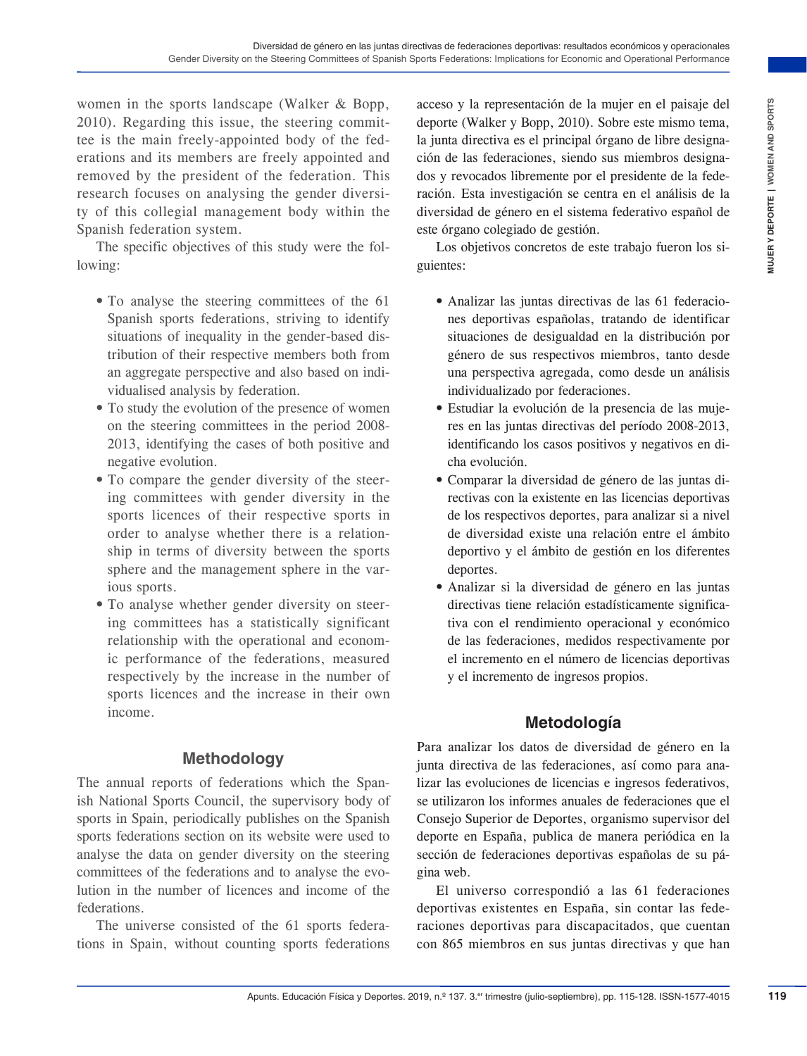women in the sports landscape (Walker & Bopp, 2010). Regarding this issue, the steering committee is the main freely-appointed body of the federations and its members are freely appointed and removed by the president of the federation. This research focuses on analysing the gender diversity of this collegial management body within the Spanish federation system.

The specific objectives of this study were the following:

- To analyse the steering committees of the 61 Spanish sports federations, striving to identify situations of inequality in the gender-based distribution of their respective members both from an aggregate perspective and also based on individualised analysis by federation.
- To study the evolution of the presence of women on the steering committees in the period 2008-2013, identifying the cases of both positive and negative evolution.
- To compare the gender diversity of the steering committees with gender diversity in the sports licences of their respective sports in order to analyse whether there is a relationship in terms of diversity between the sports sphere and the management sphere in the various sports.
- To analyse whether gender diversity on steering committees has a statistically significant relationship with the operational and economic performance of the federations, measured respectively by the increase in the number of sports licences and the increase in their own income.

## Methodology

The annual reports of federations which the Spanish National Sports Council, the supervisory body of sports in Spain, periodically publishes on the Spanish sports federations section on its website were used to analyse the data on gender diversity on the steering committees of the federations and to analyse the evolution in the number of licences and income of the federations.

The universe consisted of the 61 sports federations in Spain, without counting sports federations

acceso y la representación de la mujer en el paisaje del deporte (Walker y Bopp, 2010). Sobre este mismo tema, la junta directiva es el principal órgano de libre designación de las federaciones, siendo sus miembros designados y revocados libremente por el presidente de la federación. Esta investigación se centra en el análisis de la diversidad de género en el sistema federativo español de este órgano colegiado de gestión.

Los objetivos concretos de este trabajo fueron los siguientes:

- Analizar las juntas directivas de las 61 federaciones deportivas españolas, tratando de identificar situaciones de desigualdad en la distribución por género de sus respectivos miembros, tanto desde una perspectiva agregada, como desde un análisis individualizado por federaciones.
- Estudiar la evolución de la presencia de las mujeres en las juntas directivas del período 2008-2013, identificando los casos positivos y negativos en dicha evolución.
- Comparar la diversidad de género de las juntas directivas con la existente en las licencias deportivas de los respectivos deportes, para analizar si a nivel de diversidad existe una relación entre el ámbito deportivo y el ámbito de gestión en los diferentes deportes.
- Analizar si la diversidad de género en las juntas directivas tiene relación estadísticamente significativa con el rendimiento operacional y económico de las federaciones, medidos respectivamente por el incremento en el número de licencias deportivas y el incremento de ingresos propios.

## Metodología

Para analizar los datos de diversidad de género en la junta directiva de las federaciones, así como para analizar las evoluciones de licencias e ingresos federativos, se utilizaron los informes anuales de federaciones que el Consejo Superior de Deportes, organismo supervisor del deporte en España, publica de manera periódica en la sección de federaciones deportivas españolas de su página web.

El universo correspondió a las 61 federaciones deportivas existentes en España, sin contar las federaciones deportivas para discapacitados, que cuentan con 865 miembros en sus juntas directivas y que han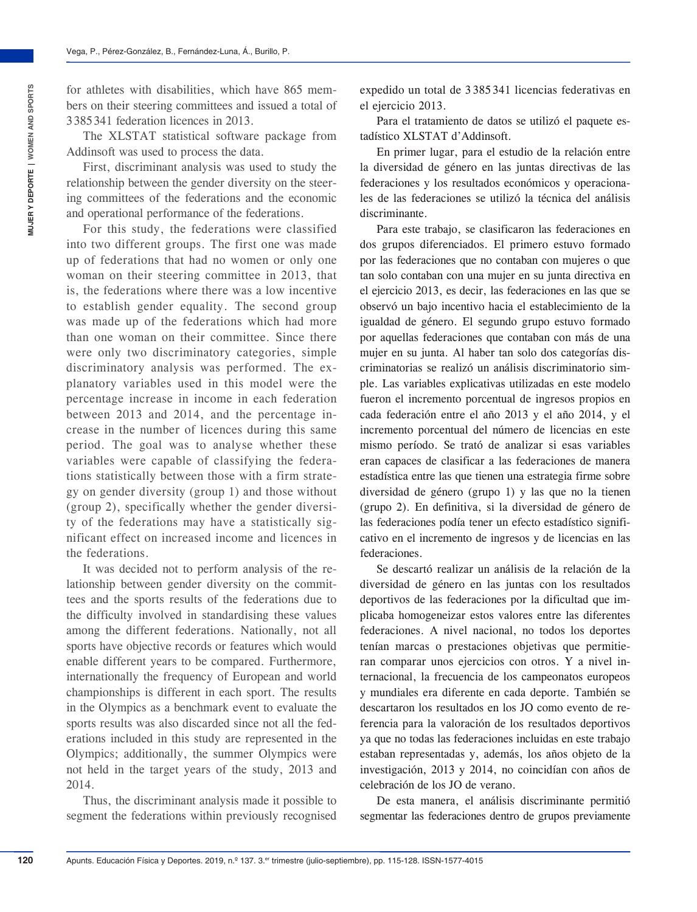for athletes with disabilities, which have 865 members on their steering committees and issued a total of 3 385 341 federation licences in 2013.

The XLSTAT statistical software package from Addinsoft was used to process the data.

First, discriminant analysis was used to study the relationship between the gender diversity on the steering committees of the federations and the economic and operational performance of the federations.

For this study, the federations were classified into two different groups. The first one was made up of federations that had no women or only one woman on their steering committee in 2013, that is, the federations where there was a low incentive to establish gender equality. The second group was made up of the federations which had more than one woman on their committee. Since there were only two discriminatory categories, simple discriminatory analysis was performed. The explanatory variables used in this model were the percentage increase in income in each federation between 2013 and 2014, and the percentage increase in the number of licences during this same period. The goal was to analyse whether these variables were capable of classifying the federations statistically between those with a firm strategy on gender diversity (group 1) and those without (group 2), specifically whether the gender diversity of the federations may have a statistically significant effect on increased income and licences in the federations.

It was decided not to perform analysis of the relationship between gender diversity on the committees and the sports results of the federations due to the difficulty involved in standardising these values among the different federations. Nationally, not all sports have objective records or features which would enable different years to be compared. Furthermore, internationally the frequency of European and world championships is different in each sport. The results in the Olympics as a benchmark event to evaluate the sports results was also discarded since not all the federations included in this study are represented in the Olympics; additionally, the summer Olympics were not held in the target years of the study, 2013 and 2014.

Thus, the discriminant analysis made it possible to segment the federations within previously recognised

expedido un total de 3 385 341 licencias federativas en el ejercicio 2013.

Para el tratamiento de datos se utilizó el paquete estadístico XLSTAT d'Addinsoft.

En primer lugar, para el estudio de la relación entre la diversidad de género en las juntas directivas de las federaciones y los resultados económicos y operacionales de las federaciones se utilizó la técnica del análisis discriminante.

Para este trabajo, se clasificaron las federaciones en dos grupos diferenciados. El primero estuvo formado por las federaciones que no contaban con mujeres o que tan solo contaban con una mujer en su junta directiva en el ejercicio 2013, es decir, las federaciones en las que se observó un bajo incentivo hacia el establecimiento de la igualdad de género. El segundo grupo estuvo formado por aquellas federaciones que contaban con más de una mujer en su junta. Al haber tan solo dos categorías discriminatorias se realizó un análisis discriminatorio simple. Las variables explicativas utilizadas en este modelo fueron el incremento porcentual de ingresos propios en cada federación entre el año 2013 y el año 2014, y el incremento porcentual del número de licencias en este mismo período. Se trató de analizar si esas variables eran capaces de clasificar a las federaciones de manera estadística entre las que tienen una estrategia firme sobre diversidad de género (grupo 1) y las que no la tienen (grupo 2). En definitiva, si la diversidad de género de las federaciones podía tener un efecto estadístico significativo en el incremento de ingresos y de licencias en las federaciones.

Se descartó realizar un análisis de la relación de la diversidad de género en las juntas con los resultados deportivos de las federaciones por la dificultad que implicaba homogeneizar estos valores entre las diferentes federaciones. A nivel nacional, no todos los deportes tenían marcas o prestaciones objetivas que permitieran comparar unos ejercicios con otros. Y a nivel internacional, la frecuencia de los campeonatos europeos y mundiales era diferente en cada deporte. También se descartaron los resultados en los JO como evento de referencia para la valoración de los resultados deportivos ya que no todas las federaciones incluidas en este trabajo estaban representadas y, además, los años objeto de la investigación, 2013 y 2014, no coincidían con años de celebración de los JO de verano.

De esta manera, el análisis discriminante permitió segmentar las federaciones dentro de grupos previamente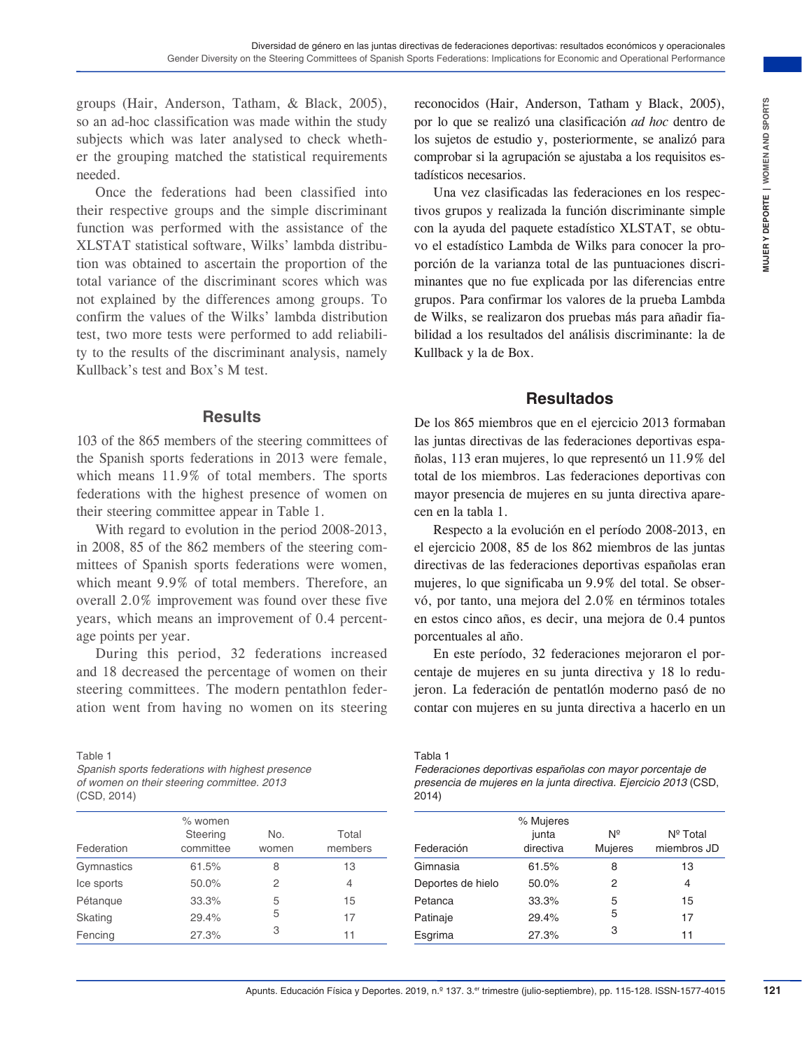groups (Hair, Anderson, Tatham, & Black, 2005), so an ad-hoc classification was made within the study subjects which was later analysed to check whether the grouping matched the statistical requirements needed.

Once the federations had been classified into their respective groups and the simple discriminant function was performed with the assistance of the XLSTAT statistical software, Wilks' lambda distribution was obtained to ascertain the proportion of the total variance of the discriminant scores which was not explained by the differences among groups. To confirm the values of the Wilks' lambda distribution test, two more tests were performed to add reliability to the results of the discriminant analysis, namely Kullback's test and Box's M test.

## Results

103 of the 865 members of the steering committees of the Spanish sports federations in 2013 were female, which means 11.9% of total members. The sports federations with the highest presence of women on their steering committee appear in Table 1.

With regard to evolution in the period 2008-2013, in 2008, 85 of the 862 members of the steering committees of Spanish sports federations were women, which meant 9.9% of total members. Therefore, an overall 2.0% improvement was found over these five years, which means an improvement of 0.4 percentage points per year.

During this period, 32 federations increased and 18 decreased the percentage of women on their steering committees. The modern pentathlon federation went from having no women on its steering

Table 1
*Spanish sports federations with highest presence of women on their steering committee. 2013* (CSD, 2014)

| Federation | % women Steering committee | No. women | Total members |
|---|---|---|---|
| Gymnastics | 61.5% | 8 | 13 |
| Ice sports | 50.0% | 2 | 4 |
| Pétanque | 33.3% | 5 | 15 |
| Skating | 29.4% | 5 | 17 |
| Fencing | 27.3% | 3 | 11 |

reconocidos (Hair, Anderson, Tatham y Black, 2005), por lo que se realizó una clasificación *ad hoc* dentro de los sujetos de estudio y, posteriormente, se analizó para comprobar si la agrupación se ajustaba a los requisitos estadísticos necesarios.

Una vez clasificadas las federaciones en los respectivos grupos y realizada la función discriminante simple con la ayuda del paquete estadístico XLSTAT, se obtuvo el estadístico Lambda de Wilks para conocer la proporción de la varianza total de las puntuaciones discriminantes que no fue explicada por las diferencias entre grupos. Para confirmar los valores de la prueba Lambda de Wilks, se realizaron dos pruebas más para añadir fiabilidad a los resultados del análisis discriminante: la de Kullback y la de Box.

## Resultados

De los 865 miembros que en el ejercicio 2013 formaban las juntas directivas de las federaciones deportivas españolas, 113 eran mujeres, lo que representó un 11.9% del total de los miembros. Las federaciones deportivas con mayor presencia de mujeres en su junta directiva aparecen en la tabla 1.

Respecto a la evolución en el período 2008-2013, en el ejercicio 2008, 85 de los 862 miembros de las juntas directivas de las federaciones deportivas españolas eran mujeres, lo que significaba un 9.9% del total. Se observó, por tanto, una mejora del 2.0% en términos totales en estos cinco años, es decir, una mejora de 0.4 puntos porcentuales al año.

En este período, 32 federaciones mejoraron el porcentaje de mujeres en su junta directiva y 18 lo redujeron. La federación de pentatlón moderno pasó de no contar con mujeres en su junta directiva a hacerlo en un

Tabla 1
*Federaciones deportivas españolas con mayor porcentaje de presencia de mujeres en la junta directiva. Ejercicio 2013* (CSD, 2014)

| Federación | % Mujeres junta directiva | Nº Mujeres | Nº Total miembros JD |
|---|---|---|---|
| Gimnasia | 61.5% | 8 | 13 |
| Deportes de hielo | 50.0% | 2 | 4 |
| Petanca | 33.3% | 5 | 15 |
| Patinaje | 29.4% | 5 | 17 |
| Esgrima | 27.3% | 3 | 11 |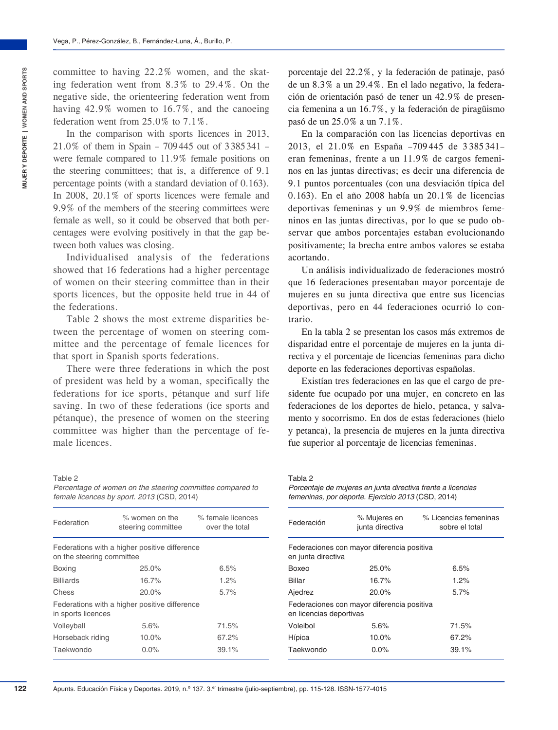committee to having 22.2% women, and the skating federation went from 8.3% to 29.4%. On the negative side, the orienteering federation went from having 42.9% women to 16.7%, and the canoeing federation went from 25.0% to 7.1%.

In the comparison with sports licences in 2013, 21.0% of them in Spain – 709 445 out of 3 385 341 – were female compared to 11.9% female positions on the steering committees; that is, a difference of 9.1 percentage points (with a standard deviation of 0.163). In 2008, 20.1% of sports licences were female and 9.9% of the members of the steering committees were female as well, so it could be observed that both percentages were evolving positively in that the gap between both values was closing.

Individualised analysis of the federations showed that 16 federations had a higher percentage of women on their steering committee than in their sports licences, but the opposite held true in 44 of the federations.

Table 2 shows the most extreme disparities between the percentage of women on steering committee and the percentage of female licences for that sport in Spanish sports federations.

There were three federations in which the post of president was held by a woman, specifically the federations for ice sports, pétanque and surf life saving. In two of these federations (ice sports and pétanque), the presence of women on the steering committee was higher than the percentage of female licences.

Table 2
*Percentage of women on the steering committee compared to female licences by sport. 2013* (CSD, 2014)

| Federation | % women on the steering committee | % female licences over the total |
|---|---|---|
| Federations with a higher positive difference on the steering committee | | |
| Boxing | 25.0% | 6.5% |
| Billiards | 16.7% | 1.2% |
| Chess | 20.0% | 5.7% |
| Federations with a higher positive difference in sports licences | | |
| Volleyball | 5.6% | 71.5% |
| Horseback riding | 10.0% | 67.2% |
| Taekwondo | 0.0% | 39.1% |

porcentaje del 22.2%, y la federación de patinaje, pasó de un 8.3% a un 29.4%. En el lado negativo, la federación de orientación pasó de tener un 42.9% de presencia femenina a un 16.7%, y la federación de piragüismo pasó de un 25.0% a un 7.1%.

En la comparación con las licencias deportivas en 2013, el 21.0% en España –709 445 de 3 385 341– eran femeninas, frente a un 11.9% de cargos femeninos en las juntas directivas; es decir una diferencia de 9.1 puntos porcentuales (con una desviación típica del 0.163). En el año 2008 había un 20.1% de licencias deportivas femeninas y un 9.9% de miembros femeninos en las juntas directivas, por lo que se pudo observar que ambos porcentajes estaban evolucionando positivamente; la brecha entre ambos valores se estaba acortando.

Un análisis individualizado de federaciones mostró que 16 federaciones presentaban mayor porcentaje de mujeres en su junta directiva que entre sus licencias deportivas, pero en 44 federaciones ocurrió lo contrario.

En la tabla 2 se presentan los casos más extremos de disparidad entre el porcentaje de mujeres en la junta directiva y el porcentaje de licencias femeninas para dicho deporte en las federaciones deportivas españolas.

Existían tres federaciones en las que el cargo de presidente fue ocupado por una mujer, en concreto en las federaciones de los deportes de hielo, petanca, y salvamento y socorrismo. En dos de estas federaciones (hielo y petanca), la presencia de mujeres en la junta directiva fue superior al porcentaje de licencias femeninas.

Tabla 2
*Porcentaje de mujeres en junta directiva frente a licencias femeninas, por deporte. Ejercicio 2013* (CSD, 2014)

| Federación | % Mujeres en junta directiva | % Licencias femeninas sobre el total |
|---|---|---|
| Federaciones con mayor diferencia positiva en junta directiva | | |
| Boxeo | 25.0% | 6.5% |
| Billar | 16.7% | 1.2% |
| Ajedrez | 20.0% | 5.7% |
| Federaciones con mayor diferencia positiva en licencias deportivas | | |
| Voleibol | 5.6% | 71.5% |
| Hípica | 10.0% | 67.2% |
| Taekwondo | 0.0% | 39.1% |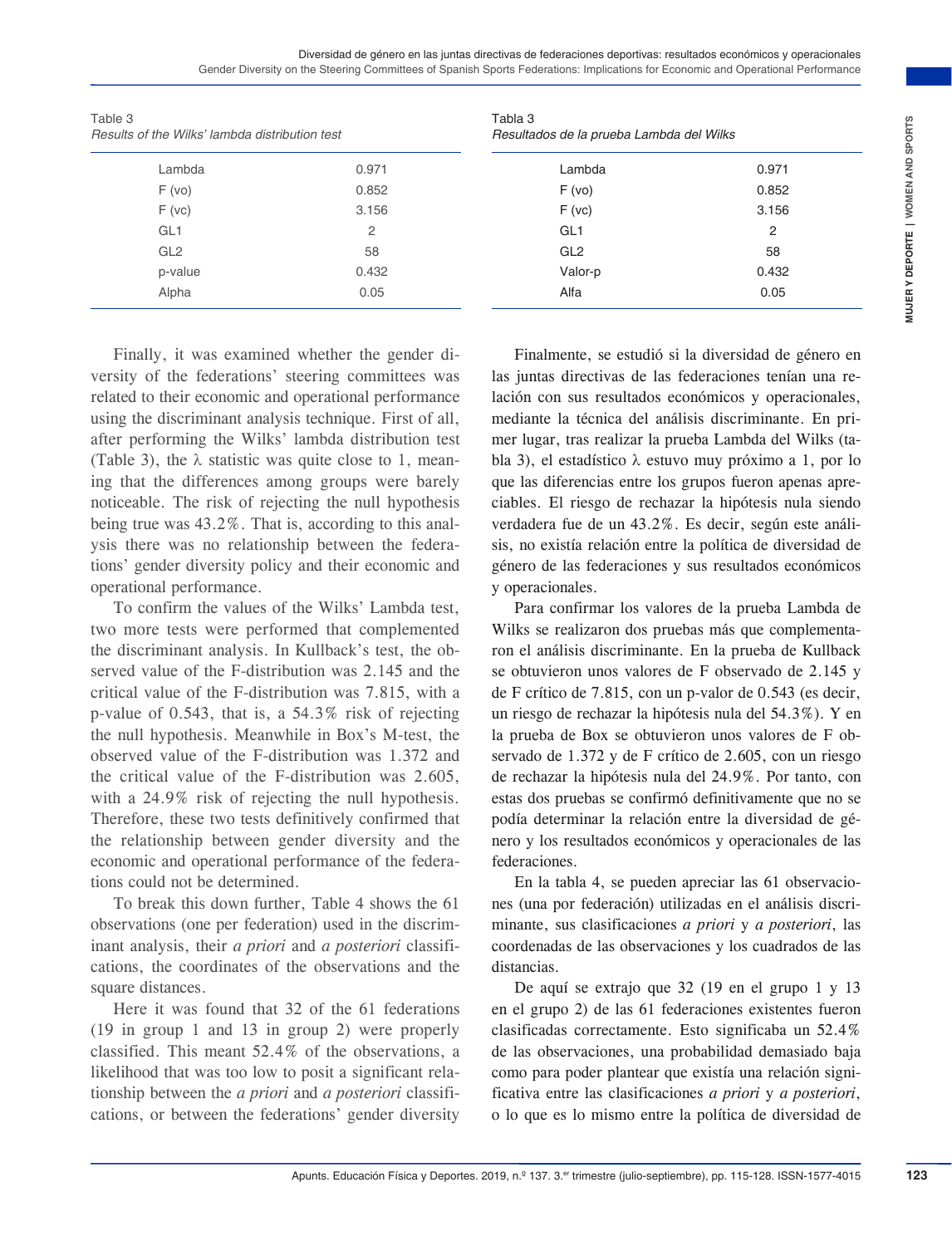Table 3
*Results of the Wilks' lambda distribution test*

| | |
|---|---|
| Lambda | 0.971 |
| F (vo) | 0.852 |
| F (vc) | 3.156 |
| GL1 | 2 |
| GL2 | 58 |
| p-value | 0.432 |
| Alpha | 0.05 |

Finally, it was examined whether the gender diversity of the federations' steering committees was related to their economic and operational performance using the discriminant analysis technique. First of all, after performing the Wilks' lambda distribution test (Table 3), the λ statistic was quite close to 1, meaning that the differences among groups were barely noticeable. The risk of rejecting the null hypothesis being true was 43.2%. That is, according to this analysis there was no relationship between the federations' gender diversity policy and their economic and operational performance.

To confirm the values of the Wilks' Lambda test, two more tests were performed that complemented the discriminant analysis. In Kullback's test, the observed value of the F-distribution was 2.145 and the critical value of the F-distribution was 7.815, with a p-value of 0.543, that is, a 54.3% risk of rejecting the null hypothesis. Meanwhile in Box's M-test, the observed value of the F-distribution was 1.372 and the critical value of the F-distribution was 2.605, with a 24.9% risk of rejecting the null hypothesis. Therefore, these two tests definitively confirmed that the relationship between gender diversity and the economic and operational performance of the federations could not be determined.

To break this down further, Table 4 shows the 61 observations (one per federation) used in the discriminant analysis, their *a priori* and *a posteriori* classifications, the coordinates of the observations and the square distances.

Here it was found that 32 of the 61 federations (19 in group 1 and 13 in group 2) were properly classified. This meant 52.4% of the observations, a likelihood that was too low to posit a significant relationship between the *a priori* and *a posteriori* classifications, or between the federations' gender diversity

Tabla 3
*Resultados de la prueba Lambda del Wilks*

| | |
|---|---|
| Lambda | 0.971 |
| F (vo) | 0.852 |
| F (vc) | 3.156 |
| GL1 | 2 |
| GL2 | 58 |
| Valor-p | 0.432 |
| Alfa | 0.05 |

Finalmente, se estudió si la diversidad de género en las juntas directivas de las federaciones tenían una relación con sus resultados económicos y operacionales, mediante la técnica del análisis discriminante. En primer lugar, tras realizar la prueba Lambda del Wilks (tabla 3), el estadístico λ estuvo muy próximo a 1, por lo que las diferencias entre los grupos fueron apenas apreciables. El riesgo de rechazar la hipótesis nula siendo verdadera fue de un 43.2%. Es decir, según este análisis, no existía relación entre la política de diversidad de género de las federaciones y sus resultados económicos y operacionales.

Para confirmar los valores de la prueba Lambda de Wilks se realizaron dos pruebas más que complementaron el análisis discriminante. En la prueba de Kullback se obtuvieron unos valores de F observado de 2.145 y de F crítico de 7.815, con un p-valor de 0.543 (es decir, un riesgo de rechazar la hipótesis nula del 54.3%). Y en la prueba de Box se obtuvieron unos valores de F observado de 1.372 y de F crítico de 2.605, con un riesgo de rechazar la hipótesis nula del 24.9%. Por tanto, con estas dos pruebas se confirmó definitivamente que no se podía determinar la relación entre la diversidad de género y los resultados económicos y operacionales de las federaciones.

En la tabla 4, se pueden apreciar las 61 observaciones (una por federación) utilizadas en el análisis discriminante, sus clasificaciones *a priori* y *a posteriori*, las coordenadas de las observaciones y los cuadrados de las distancias.

De aquí se extrajo que 32 (19 en el grupo 1 y 13 en el grupo 2) de las 61 federaciones existentes fueron clasificadas correctamente. Esto significaba un 52.4% de las observaciones, una probabilidad demasiado baja como para poder plantear que existía una relación significativa entre las clasificaciones *a priori* y *a posteriori*, o lo que es lo mismo entre la política de diversidad de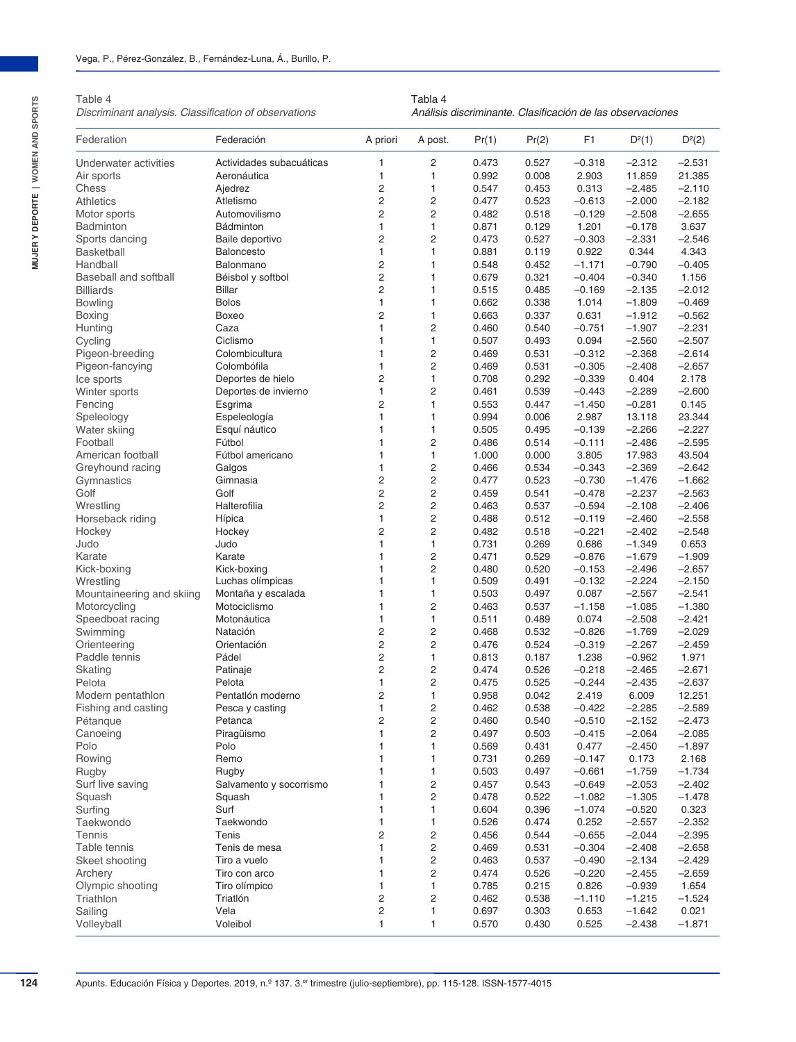Table 4
*Discriminant analysis. Classification of observations*

Tabla 4
*Análisis discriminante. Clasificación de las observaciones*

| Federation | Federación | A priori | A post. | Pr(1) | Pr(2) | F1 | $D^2(1)$ | $D^2(2)$ |
|---|---|---|---|---|---|---|---|---|
| Underwater activities | Actividades subacuáticas | 1 | 2 | 0.473 | 0.527 | −0.318 | −2.312 | −2.531 |
| Air sports | Aeronáutica | 1 | 1 | 0.992 | 0.008 | 2.903 | 11.859 | 21.385 |
| Chess | Ajedrez | 2 | 1 | 0.547 | 0.453 | 0.313 | −2.485 | −2.110 |
| Athletics | Atletismo | 2 | 2 | 0.477 | 0.523 | −0.613 | −2.000 | −2.182 |
| Motor sports | Automovilismo | 2 | 2 | 0.482 | 0.518 | −0.129 | −2.508 | −2.655 |
| Badminton | Bádminton | 1 | 1 | 0.871 | 0.129 | 1.201 | −0.178 | 3.637 |
| Sports dancing | Baile deportivo | 2 | 2 | 0.473 | 0.527 | −0.303 | −2.331 | −2.546 |
| Basketball | Baloncesto | 1 | 1 | 0.881 | 0.119 | 0.922 | 0.344 | 4.343 |
| Handball | Balonmano | 2 | 1 | 0.548 | 0.452 | −1.171 | −0.790 | −0.405 |
| Baseball and softball | Béisbol y softbol | 2 | 1 | 0.679 | 0.321 | −0.404 | −0.340 | 1.156 |
| Billiards | Billar | 2 | 1 | 0.515 | 0.485 | −0.169 | −2.135 | −2.012 |
| Bowling | Bolos | 1 | 1 | 0.662 | 0.338 | 1.014 | −1.809 | −0.469 |
| Boxing | Boxeo | 2 | 1 | 0.663 | 0.337 | 0.631 | −1.912 | −0.562 |
| Hunting | Caza | 1 | 2 | 0.460 | 0.540 | −0.751 | −1.907 | −2.231 |
| Cycling | Ciclismo | 1 | 1 | 0.507 | 0.493 | 0.094 | −2.560 | −2.507 |
| Pigeon-breeding | Colombicultura | 1 | 2 | 0.469 | 0.531 | −0.312 | −2.368 | −2.614 |
| Pigeon-fancying | Colombófila | 1 | 2 | 0.469 | 0.531 | −0.305 | −2.408 | −2.657 |
| Ice sports | Deportes de hielo | 2 | 1 | 0.708 | 0.292 | −0.339 | 0.404 | 2.178 |
| Winter sports | Deportes de invierno | 1 | 2 | 0.461 | 0.539 | −0.443 | −2.289 | −2.600 |
| Fencing | Esgrima | 2 | 1 | 0.553 | 0.447 | −1.450 | −0.281 | 0.145 |
| Speleology | Espeleología | 1 | 1 | 0.994 | 0.006 | 2.987 | 13.118 | 23.344 |
| Water skiing | Esquí náutico | 1 | 1 | 0.505 | 0.495 | −0.139 | −2.266 | −2.227 |
| Football | Fútbol | 1 | 2 | 0.486 | 0.514 | −0.111 | −2.486 | −2.595 |
| American football | Fútbol americano | 1 | 1 | 1.000 | 0.000 | 3.805 | 17.983 | 43.504 |
| Greyhound racing | Galgos | 1 | 2 | 0.466 | 0.534 | −0.343 | −2.369 | −2.642 |
| Gymnastics | Gimnasia | 2 | 2 | 0.477 | 0.523 | −0.730 | −1.476 | −1.662 |
| Golf | Golf | 2 | 2 | 0.459 | 0.541 | −0.478 | −2.237 | −2.563 |
| Wrestling | Halterofilia | 2 | 2 | 0.463 | 0.537 | −0.594 | −2.108 | −2.406 |
| Horseback riding | Hípica | 1 | 2 | 0.488 | 0.512 | −0.119 | −2.460 | −2.558 |
| Hockey | Hockey | 2 | 2 | 0.482 | 0.518 | −0.221 | −2.402 | −2.548 |
| Judo | Judo | 1 | 1 | 0.731 | 0.269 | 0.686 | −1.349 | 0.653 |
| Karate | Karate | 1 | 2 | 0.471 | 0.529 | −0.876 | −1.679 | −1.909 |
| Kick-boxing | Kick-boxing | 1 | 2 | 0.480 | 0.520 | −0.153 | −2.496 | −2.657 |
| Wrestling | Luchas olímpicas | 1 | 1 | 0.509 | 0.491 | −0.132 | −2.224 | −2.150 |
| Mountaineering and skiing | Montaña y escalada | 1 | 1 | 0.503 | 0.497 | 0.087 | −2.567 | −2.541 |
| Motorcycling | Motociclismo | 1 | 2 | 0.463 | 0.537 | −1.158 | −1.085 | −1.380 |
| Speedboat racing | Motonáutica | 1 | 1 | 0.511 | 0.489 | 0.074 | −2.508 | −2.421 |
| Swimming | Natación | 2 | 2 | 0.468 | 0.532 | −0.826 | −1.769 | −2.029 |
| Orienteering | Orientación | 2 | 2 | 0.476 | 0.524 | −0.319 | −2.267 | −2.459 |
| Paddle tennis | Pádel | 2 | 1 | 0.813 | 0.187 | 1.238 | −0.962 | 1.971 |
| Skating | Patinaje | 2 | 2 | 0.474 | 0.526 | −0.218 | −2.465 | −2.671 |
| Pelota | Pelota | 1 | 2 | 0.475 | 0.525 | −0.244 | −2.435 | −2.637 |
| Modern pentathlon | Pentatlón moderno | 2 | 1 | 0.958 | 0.042 | 2.419 | 6.009 | 12.251 |
| Fishing and casting | Pesca y casting | 1 | 2 | 0.462 | 0.538 | −0.422 | −2.285 | −2.589 |
| Pétanque | Petanca | 2 | 2 | 0.460 | 0.540 | −0.510 | −2.152 | −2.473 |
| Canoeing | Piragüismo | 1 | 2 | 0.497 | 0.503 | −0.415 | −2.064 | −2.085 |
| Polo | Polo | 1 | 1 | 0.569 | 0.431 | 0.477 | −2.450 | −1.897 |
| Rowing | Remo | 1 | 1 | 0.731 | 0.269 | −0.147 | 0.173 | 2.168 |
| Rugby | Rugby | 1 | 1 | 0.503 | 0.497 | −0.661 | −1.759 | −1.734 |
| Surf live saving | Salvamento y socorrismo | 1 | 2 | 0.457 | 0.543 | −0.649 | −2.053 | −2.402 |
| Squash | Squash | 1 | 2 | 0.478 | 0.522 | −1.082 | −1.305 | −1.478 |
| Surfing | Surf | 1 | 1 | 0.604 | 0.396 | −1.074 | −0.520 | 0.323 |
| Taekwondo | Taekwondo | 1 | 1 | 0.526 | 0.474 | 0.252 | −2.557 | −2.352 |
| Tennis | Tenis | 2 | 2 | 0.456 | 0.544 | −0.655 | −2.044 | −2.395 |
| Table tennis | Tenis de mesa | 1 | 2 | 0.469 | 0.531 | −0.304 | −2.408 | −2.658 |
| Skeet shooting | Tiro a vuelo | 1 | 2 | 0.463 | 0.537 | −0.490 | −2.134 | −2.429 |
| Archery | Tiro con arco | 1 | 2 | 0.474 | 0.526 | −0.220 | −2.455 | −2.659 |
| Olympic shooting | Tiro olímpico | 1 | 1 | 0.785 | 0.215 | 0.826 | −0.939 | 1.654 |
| Triathlon | Triatlón | 2 | 2 | 0.462 | 0.538 | −1.110 | −1.215 | −1.524 |
| Sailing | Vela | 2 | 1 | 0.697 | 0.303 | 0.653 | −1.642 | 0.021 |
| Volleyball | Voleibol | 1 | 1 | 0.570 | 0.430 | 0.525 | −2.438 | −1.871 |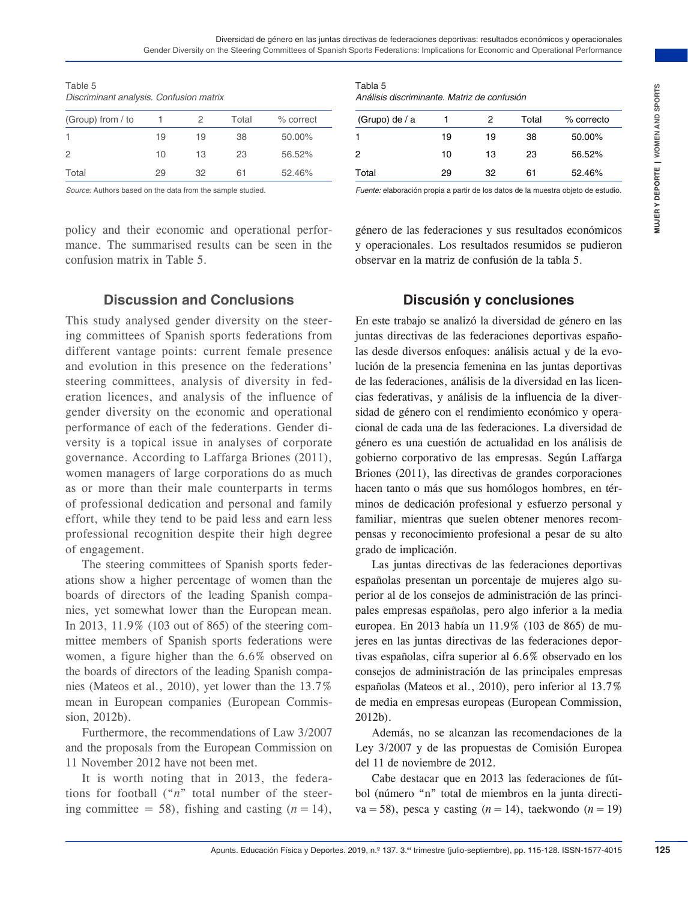Table 5
*Discriminant analysis. Confusion matrix*

| (Group) from / to | 1 | 2 | Total | % correct |
|---|---|---|---|---|
| 1 | 19 | 19 | 38 | 50.00% |
| 2 | 10 | 13 | 23 | 56.52% |
| Total | 29 | 32 | 61 | 52.46% |

*Source:* Authors based on the data from the sample studied.

Tabla 5
*Análisis discriminante. Matriz de confusión*

| (Grupo) de / a | 1 | 2 | Total | % correcto |
|---|---|---|---|---|
| 1 | 19 | 19 | 38 | 50.00% |
| 2 | 10 | 13 | 23 | 56.52% |
| Total | 29 | 32 | 61 | 52.46% |

*Fuente:* elaboración propia a partir de los datos de la muestra objeto de estudio.

policy and their economic and operational performance. The summarised results can be seen in the confusion matrix in Table 5.

## Discussion and Conclusions

This study analysed gender diversity on the steering committees of Spanish sports federations from different vantage points: current female presence and evolution in this presence on the federations' steering committees, analysis of diversity in federation licences, and analysis of the influence of gender diversity on the economic and operational performance of each of the federations. Gender diversity is a topical issue in analyses of corporate governance. According to Laffarga Briones (2011), women managers of large corporations do as much as or more than their male counterparts in terms of professional dedication and personal and family effort, while they tend to be paid less and earn less professional recognition despite their high degree of engagement.

The steering committees of Spanish sports federations show a higher percentage of women than the boards of directors of the leading Spanish companies, yet somewhat lower than the European mean. In 2013, 11.9% (103 out of 865) of the steering committee members of Spanish sports federations were women, a figure higher than the 6.6% observed on the boards of directors of the leading Spanish companies (Mateos et al., 2010), yet lower than the 13.7% mean in European companies (European Commission, 2012b).

Furthermore, the recommendations of Law 3/2007 and the proposals from the European Commission on 11 November 2012 have not been met.

It is worth noting that in 2013, the federations for football ("*n*" total number of the steering committee = 58), fishing and casting ($n = 14$),

género de las federaciones y sus resultados económicos y operacionales. Los resultados resumidos se pudieron observar en la matriz de confusión de la tabla 5.

## Discusión y conclusiones

En este trabajo se analizó la diversidad de género en las juntas directivas de las federaciones deportivas españolas desde diversos enfoques: análisis actual y de la evolución de la presencia femenina en las juntas deportivas de las federaciones, análisis de la diversidad en las licencias federativas, y análisis de la influencia de la diversidad de género con el rendimiento económico y operacional de cada una de las federaciones. La diversidad de género es una cuestión de actualidad en los análisis de gobierno corporativo de las empresas. Según Laffarga Briones (2011), las directivas de grandes corporaciones hacen tanto o más que sus homólogos hombres, en términos de dedicación profesional y esfuerzo personal y familiar, mientras que suelen obtener menores recompensas y reconocimiento profesional a pesar de su alto grado de implicación.

Las juntas directivas de las federaciones deportivas españolas presentan un porcentaje de mujeres algo superior al de los consejos de administración de las principales empresas españolas, pero algo inferior a la media europea. En 2013 había un 11.9% (103 de 865) de mujeres en las juntas directivas de las federaciones deportivas españolas, cifra superior al 6.6% observado en los consejos de administración de las principales empresas españolas (Mateos et al., 2010), pero inferior al 13.7% de media en empresas europeas (European Commission, 2012b).

Además, no se alcanzan las recomendaciones de la Ley 3/2007 y de las propuestas de Comisión Europea del 11 de noviembre de 2012.

Cabe destacar que en 2013 las federaciones de fútbol (número "n" total de miembros en la junta directiva = 58), pesca y casting ($n = 14$), taekwondo ($n = 19$)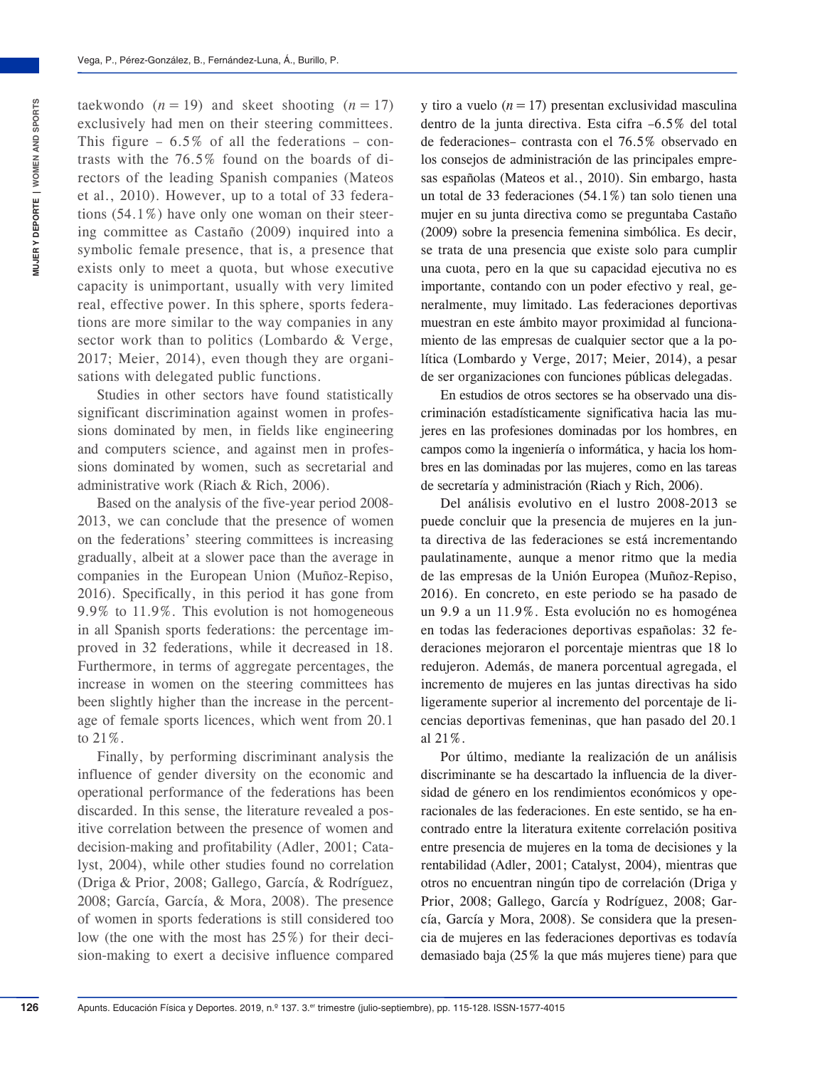taekwondo ($n = 19$) and skeet shooting ($n = 17$) exclusively had men on their steering committees. This figure – 6.5% of all the federations – contrasts with the 76.5% found on the boards of directors of the leading Spanish companies (Mateos et al., 2010). However, up to a total of 33 federations (54.1%) have only one woman on their steering committee as Castaño (2009) inquired into a symbolic female presence, that is, a presence that exists only to meet a quota, but whose executive capacity is unimportant, usually with very limited real, effective power. In this sphere, sports federations are more similar to the way companies in any sector work than to politics (Lombardo & Verge, 2017; Meier, 2014), even though they are organisations with delegated public functions.

Studies in other sectors have found statistically significant discrimination against women in professions dominated by men, in fields like engineering and computers science, and against men in professions dominated by women, such as secretarial and administrative work (Riach & Rich, 2006).

Based on the analysis of the five-year period 2008-2013, we can conclude that the presence of women on the federations' steering committees is increasing gradually, albeit at a slower pace than the average in companies in the European Union (Muñoz-Repiso, 2016). Specifically, in this period it has gone from 9.9% to 11.9%. This evolution is not homogeneous in all Spanish sports federations: the percentage improved in 32 federations, while it decreased in 18. Furthermore, in terms of aggregate percentages, the increase in women on the steering committees has been slightly higher than the increase in the percentage of female sports licences, which went from 20.1 to 21%.

Finally, by performing discriminant analysis the influence of gender diversity on the economic and operational performance of the federations has been discarded. In this sense, the literature revealed a positive correlation between the presence of women and decision-making and profitability (Adler, 2001; Catalyst, 2004), while other studies found no correlation (Driga & Prior, 2008; Gallego, García, & Rodríguez, 2008; García, García, & Mora, 2008). The presence of women in sports federations is still considered too low (the one with the most has 25%) for their decision-making to exert a decisive influence compared

y tiro a vuelo ($n = 17$) presentan exclusividad masculina dentro de la junta directiva. Esta cifra –6.5% del total de federaciones– contrasta con el 76.5% observado en los consejos de administración de las principales empresas españolas (Mateos et al., 2010). Sin embargo, hasta un total de 33 federaciones (54.1%) tan solo tienen una mujer en su junta directiva como se preguntaba Castaño (2009) sobre la presencia femenina simbólica. Es decir, se trata de una presencia que existe solo para cumplir una cuota, pero en la que su capacidad ejecutiva no es importante, contando con un poder efectivo y real, generalmente, muy limitado. Las federaciones deportivas muestran en este ámbito mayor proximidad al funcionamiento de las empresas de cualquier sector que a la política (Lombardo y Verge, 2017; Meier, 2014), a pesar de ser organizaciones con funciones públicas delegadas.

En estudios de otros sectores se ha observado una discriminación estadísticamente significativa hacia las mujeres en las profesiones dominadas por los hombres, en campos como la ingeniería o informática, y hacia los hombres en las dominadas por las mujeres, como en las tareas de secretaría y administración (Riach y Rich, 2006).

Del análisis evolutivo en el lustro 2008-2013 se puede concluir que la presencia de mujeres en la junta directiva de las federaciones se está incrementando paulatinamente, aunque a menor ritmo que la media de las empresas de la Unión Europea (Muñoz-Repiso, 2016). En concreto, en este periodo se ha pasado de un 9.9 a un 11.9%. Esta evolución no es homogénea en todas las federaciones deportivas españolas: 32 federaciones mejoraron el porcentaje mientras que 18 lo redujeron. Además, de manera porcentual agregada, el incremento de mujeres en las juntas directivas ha sido ligeramente superior al incremento del porcentaje de licencias deportivas femeninas, que han pasado del 20.1 al 21%.

Por último, mediante la realización de un análisis discriminante se ha descartado la influencia de la diversidad de género en los rendimientos económicos y operacionales de las federaciones. En este sentido, se ha encontrado entre la literatura exitente correlación positiva entre presencia de mujeres en la toma de decisiones y la rentabilidad (Adler, 2001; Catalyst, 2004), mientras que otros no encuentran ningún tipo de correlación (Driga y Prior, 2008; Gallego, García y Rodríguez, 2008; García, García y Mora, 2008). Se considera que la presencia de mujeres en las federaciones deportivas es todavía demasiado baja (25% la que más mujeres tiene) para que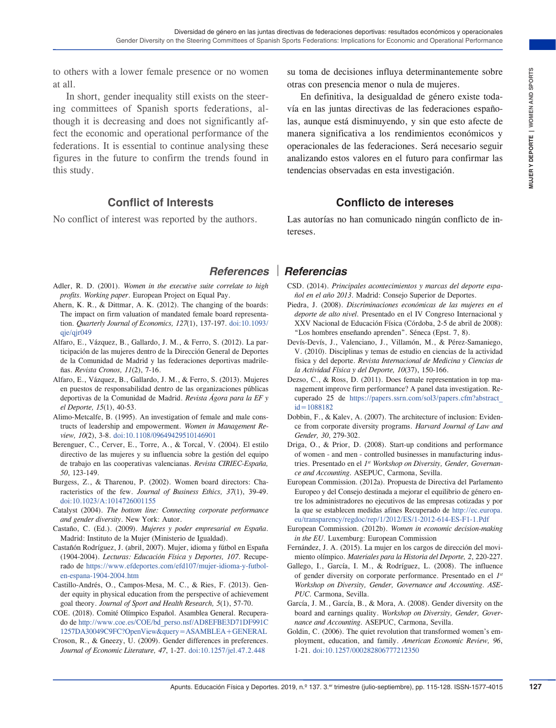to others with a lower female presence or no women at all.

In short, gender inequality still exists on the steering committees of Spanish sports federations, although it is decreasing and does not significantly affect the economic and operational performance of the federations. It is essential to continue analysing these figures in the future to confirm the trends found in this study.

## Conflict of Interests

No conflict of interest was reported by the authors.

su toma de decisiones influya determinantemente sobre otras con presencia menor o nula de mujeres.

En definitiva, la desigualdad de género existe todavía en las juntas directivas de las federaciones españolas, aunque está disminuyendo, y sin que esto afecte de manera significativa a los rendimientos económicos y operacionales de las federaciones. Será necesario seguir analizando estos valores en el futuro para confirmar las tendencias observadas en esta investigación.

## Conflicto de intereses

Las autorías no han comunicado ningún conflicto de intereses.

## References | Referencias

Adler, R. D. (2001). *Women in the executive suite correlate to high profits. Working paper*. European Project on Equal Pay.

Ahern, K. R., & Dittmar, A. K. (2012). The changing of the boards: The impact on firm valuation of mandated female board representation. *Quarterly Journal of Economics, 127*(1), 137-197. doi:10.1093/qje/qjr049

Alfaro, E., Vázquez, B., Gallardo, J. M., & Ferro, S. (2012). La participación de las mujeres dentro de la Dirección General de Deportes de la Comunidad de Madrid y las federaciones deportivas madrileñas. *Revista Cronos, 11*(2), 7-16.

Alfaro, E., Vázquez, B., Gallardo, J. M., & Ferro, S. (2013). Mujeres en puestos de responsabilidad dentro de las organizaciones públicas deportivas de la Comunidad de Madrid. *Revista Ágora para la EF y el Deporte, 15*(1), 40-53.

Alimo-Metcalfe, B. (1995). An investigation of female and male constructs of leadership and empowerment. *Women in Management Review, 10*(2), 3-8. doi:10.1108/09649429510146901

Berenguer, C., Cerver, E., Torre, A., & Torcal, V. (2004). El estilo directivo de las mujeres y su influencia sobre la gestión del equipo de trabajo en las cooperativas valencianas. *Revista CIRIEC-España, 50*, 123-149.

Burgess, Z., & Tharenou, P. (2002). Women board directors: Characteristics of the few. *Journal of Business Ethics, 37*(1), 39-49. doi:10.1023/A:1014726001155

Catalyst (2004). *The bottom line: Connecting corporate performance and gender diversity*. New York: Autor.

Castaño, C. (Ed.). (2009). *Mujeres y poder empresarial en España*. Madrid: Instituto de la Mujer (Ministerio de Igualdad).

Castañón Rodríguez, J. (abril, 2007). Mujer, idioma y fútbol en España (1904-2004). *Lecturas: Educación Física y Deportes, 107*. Recuperado de https://www.efdeportes.com/efd107/mujer-idioma-y-futbol-en-espana-1904-2004.htm

Castillo-Andrés, O., Campos-Mesa, M. C., & Ries, F. (2013). Gender equity in physical education from the perspective of achievement goal theory. *Journal of Sport and Health Research, 5*(1), 57-70.

COE. (2018). Comité Olímpico Español. Asamblea General. Recuperado de http://www.coe.es/COE/bd_perso.nsf/AD8EFBE3D71DF991C1257DA30049C9FC?OpenView&query=ASAMBLEA+GENERAL

Croson, R., & Gneezy, U. (2009). Gender differences in preferences. *Journal of Economic Literature, 47*, 1-27. doi:10.1257/jel.47.2.448

CSD. (2014). *Principales acontecimientos y marcas del deporte español en el año 2013*. Madrid: Consejo Superior de Deportes.

Piedra, J. (2008). *Discriminaciones económicas de las mujeres en el deporte de alto nivel*. Presentado en el IV Congreso Internacional y XXV Nacional de Educación Física (Córdoba, 2-5 de abril de 2008): "Los hombres enseñando aprenden". Séneca (Epst. 7, 8).

Devís-Devís, J., Valenciano, J., Villamón, M., & Pérez-Samaniego, V. (2010). Disciplinas y temas de estudio en ciencias de la actividad física y del deporte. *Revista Internacional de Medicina y Ciencias de la Actividad Física y del Deporte, 10*(37), 150-166.

Dezso, C., & Ross, D. (2011). Does female representation in top management improve firm performance? A panel data investigation. Recuperado 25 de https://papers.ssrn.com/sol3/papers.cfm?abstract_id=1088182

Dobbin, F., & Kalev, A. (2007). The architecture of inclusion: Evidence from corporate diversity programs. *Harvard Journal of Law and Gender, 30*, 279-302.

Driga, O., & Prior, D. (2008). Start-up conditions and performance of women - and men - controlled businesses in manufacturing industries. Presentado en el *1st Workshop on Diversity, Gender, Governance and Accounting*. ASEPUC, Carmona, Sevilla.

European Commission. (2012a). Propuesta de Directiva del Parlamento Europeo y del Consejo destinada a mejorar el equilibrio de género entre los administradores no ejecutivos de las empresas cotizadas y por la que se establecen medidas afines Recuperado de http://ec.europa.eu/transparency/regdoc/rep/1/2012/ES/1-2012-614-ES-F1-1.Pdf

European Commission. (2012b). *Women in economic decision-making in the EU*. Luxemburg: European Commission

Fernández, J. A. (2015). La mujer en los cargos de dirección del movimiento olímpico. *Materiales para la Historia del Deporte, 2*, 220-227.

Gallego, I., García, I. M., & Rodríguez, L. (2008). The influence of gender diversity on corporate performance. Presentado en el *1st Workshop on Diversity, Gender, Governance and Accounting. ASEPUC*. Carmona, Sevilla.

García, J. M., García, B., & Mora, A. (2008). Gender diversity on the board and earnings quality. *Workshop on Diversity, Gender, Governance and Accounting*. ASEPUC, Carmona, Sevilla.

Goldin, C. (2006). The quiet revolution that transformed women's employment, education, and family. *American Economic Review, 96*, 1-21. doi:10.1257/000282806777212350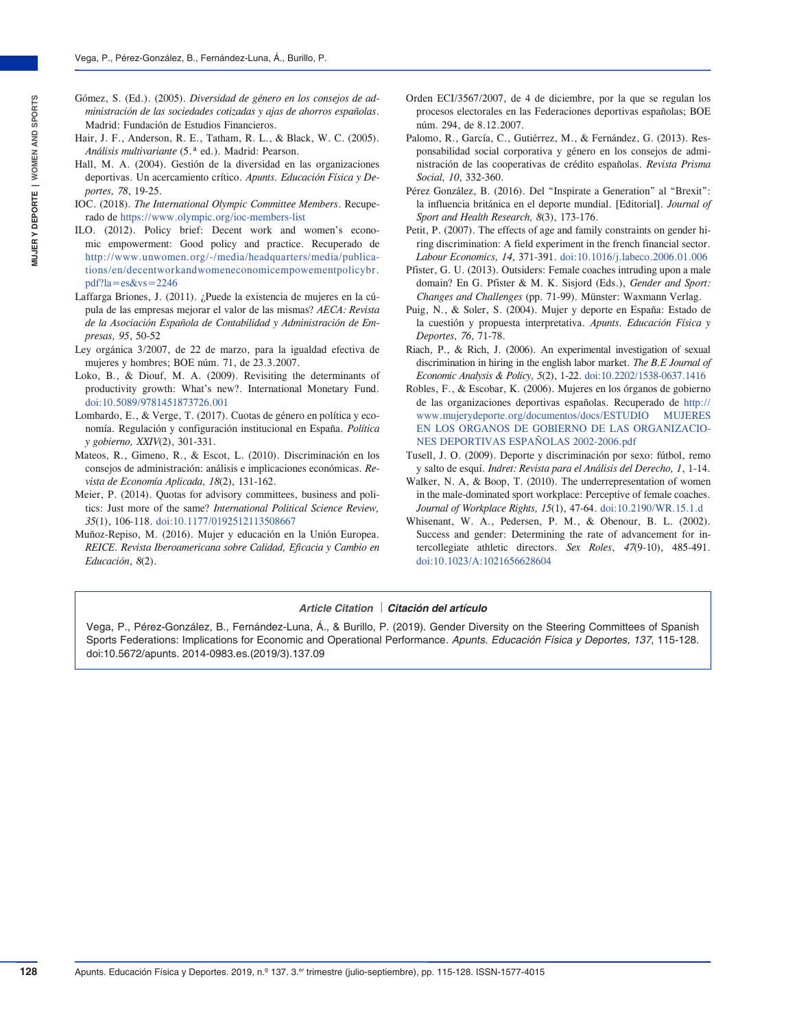Gómez, S. (Ed.). (2005). *Diversidad de género en los consejos de administración de las sociedades cotizadas y ajas de ahorros españolas*. Madrid: Fundación de Estudios Financieros.

Hair, J. F., Anderson, R. E., Tatham, R. L., & Black, W. C. (2005). *Análisis multivariante* (5.ª ed.). Madrid: Pearson.

Hall, M. A. (2004). Gestión de la diversidad en las organizaciones deportivas. Un acercamiento crítico. *Apunts. Educación Física y Deportes, 78*, 19-25.

IOC. (2018). *The International Olympic Committee Members*. Recuperado de https://www.olympic.org/ioc-members-list

ILO. (2012). Policy brief: Decent work and women's economic empowerment: Good policy and practice. Recuperado de http://www.unwomen.org/-/media/headquarters/media/publications/en/decentworkandwomeneconomicempowementpolicybr.pdf?la=es&vs=2246

Laffarga Briones, J. (2011). ¿Puede la existencia de mujeres en la cúpula de las empresas mejorar el valor de las mismas? *AECA: Revista de la Asociación Española de Contabilidad y Administración de Empresas, 95*, 50-52

Ley orgánica 3/2007, de 22 de marzo, para la igualdad efectiva de mujeres y hombres; BOE núm. 71, de 23.3.2007.

Loko, B., & Diouf, M. A. (2009). Revisiting the determinants of productivity growth: What's new?. International Monetary Fund. doi:10.5089/9781451873726.001

Lombardo, E., & Verge, T. (2017). Cuotas de género en política y economía. Regulación y configuración institucional en España. *Política y gobierno, XXIV*(2), 301-331.

Mateos, R., Gimeno, R., & Escot, L. (2010). Discriminación en los consejos de administración: análisis e implicaciones económicas. *Revista de Economía Aplicada, 18*(2), 131-162.

Meier, P. (2014). Quotas for advisory committees, business and politics: Just more of the same? *International Political Science Review, 35*(1), 106-118. doi:10.1177/0192512113508667

Muñoz-Repiso, M. (2016). Mujer y educación en la Unión Europea. *REICE. Revista Iberoamericana sobre Calidad, Eficacia y Cambio en Educación*, *8*(2).

Orden ECI/3567/2007, de 4 de diciembre, por la que se regulan los procesos electorales en las Federaciones deportivas españolas; BOE núm. 294, de 8.12.2007.

Palomo, R., García, C., Gutiérrez, M., & Fernández, G. (2013). Responsabilidad social corporativa y género en los consejos de administración de las cooperativas de crédito españolas. *Revista Prisma Social, 10*, 332-360.

Pérez González, B. (2016). Del "Inspirate a Generation" al "Brexit": la influencia británica en el deporte mundial. [Editorial]. *Journal of Sport and Health Research, 8*(3), 173-176.

Petit, P. (2007). The effects of age and family constraints on gender hiring discrimination: A field experiment in the french financial sector. *Labour Economics, 14*, 371-391. doi:10.1016/j.labeco.2006.01.006

Pfister, G. U. (2013). Outsiders: Female coaches intruding upon a male domain? En G. Pfister & M. K. Sisjord (Eds.), *Gender and Sport: Changes and Challenges* (pp. 71-99). Münster: Waxmann Verlag.

Puig, N., & Soler, S. (2004). Mujer y deporte en España: Estado de la cuestión y propuesta interpretativa. *Apunts. Educación Física y Deportes, 76*, 71-78.

Riach, P., & Rich, J. (2006). An experimental investigation of sexual discrimination in hiring in the english labor market. *The B.E Journal of Economic Analysis & Policy, 5*(2), 1-22. doi:10.2202/1538-0637.1416

Robles, F., & Escobar, K. (2006). Mujeres en los órganos de gobierno de las organizaciones deportivas españolas. Recuperado de http://www.mujerydeporte.org/documentos/docs/ESTUDIO MUJERES EN LOS ORGANOS DE GOBIERNO DE LAS ORGANIZACIONES DEPORTIVAS ESPAÑOLAS 2002-2006.pdf

Tusell, J. O. (2009). Deporte y discriminación por sexo: fútbol, remo y salto de esquí. *Indret: Revista para el Análisis del Derecho, 1*, 1-14.

Walker, N. A, & Boop, T. (2010). The underrepresentation of women in the male-dominated sport workplace: Perceptive of female coaches. *Journal of Workplace Rights, 15*(1), 47-64. doi:10.2190/WR.15.1.d

Whisenant, W. A., Pedersen, P. M., & Obenour, B. L. (2002). Success and gender: Determining the rate of advancement for intercollegiate athletic directors. *Sex Roles*, *47*(9-10), 485-491. doi:10.1023/A:1021656628604

*Article Citation* | ***Citación del artículo***

Vega, P., Pérez-González, B., Fernández-Luna, Á., & Burillo, P. (2019). Gender Diversity on the Steering Committees of Spanish Sports Federations: Implications for Economic and Operational Performance. *Apunts. Educación Física y Deportes, 137*, 115-128. doi:10.5672/apunts. 2014-0983.es.(2019/3).137.09